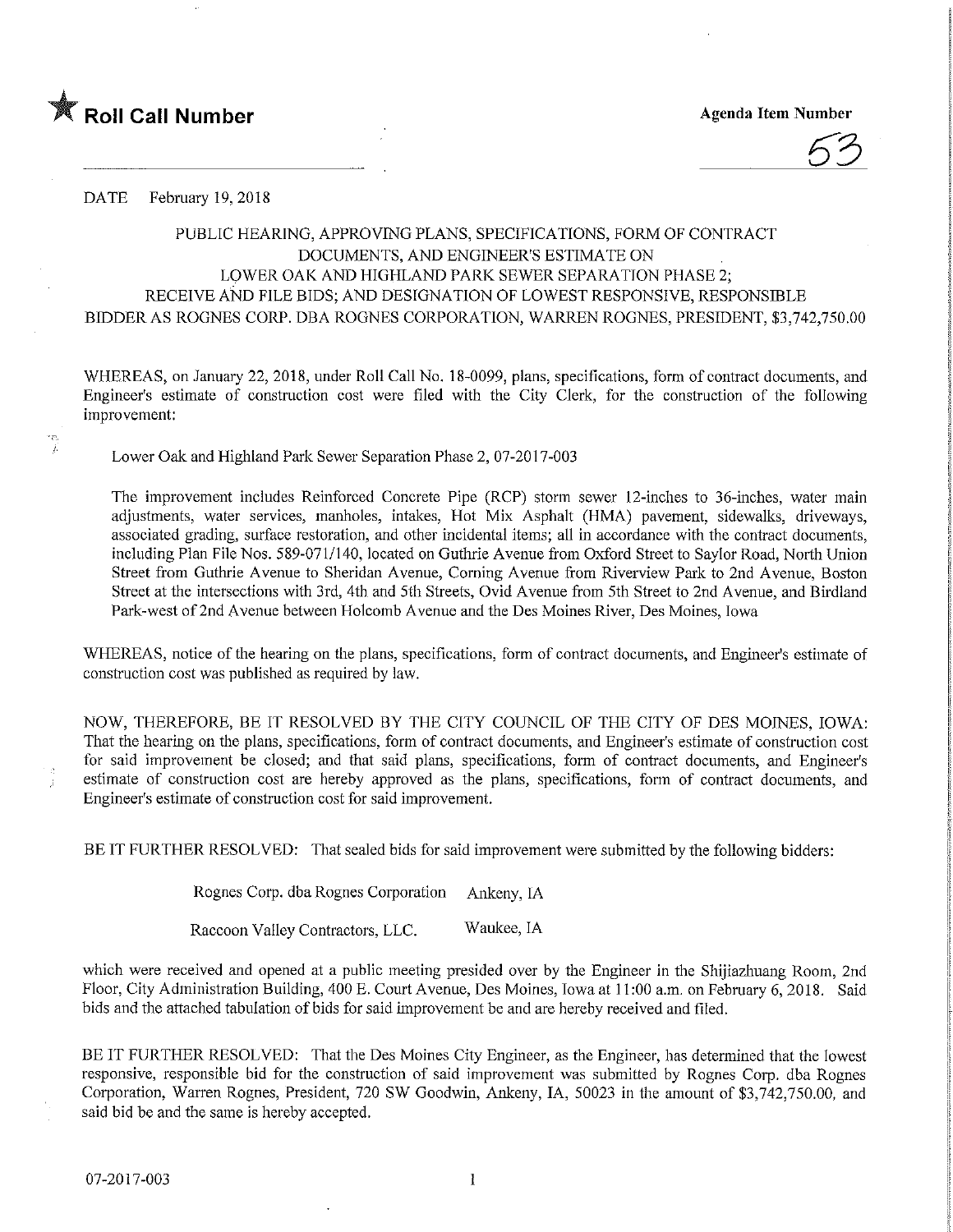**Roll Call Number**

**Agenda Item Number**

53

DATE February 19, 2018

PUBLIC HEARING, APPROVING PLANS, SPECIFICATIONS, FORM OF CONTRACT DOCUMENTS, AND ENGINEER'S ESTIMATE ON LOWER OAK AND HIGHLAND PARK SEWER SEPARATION PHASE 2; RECEIVE AND FILE BIDS; AND DESIGNATION OF LOWEST RESPONSIVE, RESPONSIBLE BIDDER AS ROGNES CORP. DBA ROGNES CORPORATION, WARREN ROGNES, PRESIDENT, $3,742,750.00

WHEREAS, on January 22, 2018, under Roll Call No. 18-0099, plans, specifications, form of contract documents, and Engineer's estimate of construction cost were filed with the City Clerk, for the construction of the following improvement:

Lower Oak and Highland Park Sewer Separation Phase 2, 07-2017-003

The improvement includes Reinforced Concrete Pipe (RCP) storm sewer 12-inches to 36-inches, water main adjustments, water services, manholes, intakes, Hot Mix Asphalt (HMA) pavement, sidewalks, driveways, associated grading, surface restoration, and other incidental items; all in accordance with the contract documents, including Plan File Nos. 589-071/140, located on Guthrie Avenue from Oxford Street to Saylor Road, North Union Street from Guthrie Avenue to Sheridan Avenue, Corning Avenue from Riverview Park to 2nd Avenue, Boston Street at the intersections with 3rd, 4th and 5th Streets, Ovid Avenue from 5th Street to 2nd Avenue, and Birdland Park-west of 2nd Avenue between Holcomb Avenue and the Des Moines River, Des Moines, Iowa

WHEREAS, notice of the hearing on the plans, specifications, form of contract documents, and Engineer's estimate of construction cost was published as required by law.

NOW, THEREFORE, BE IT RESOLVED BY THE CITY COUNCIL OF THE CITY OF DES MOINES, IOWA: That the hearing on the plans, specifications, form of contract documents, and Engineer's estimate of construction cost for said improvement be closed; and that said plans, specifications, form of contract documents, and Engineer's estimate of construction cost are hereby approved as the plans, specifications, form of contract documents, and Engineer's estimate of construction cost for said improvement.

BE IT FURTHER RESOLVED: That sealed bids for said improvement were submitted by the following bidders:

Rognes Corp. dba Rognes Corporation Ankeny, IA

Raccoon Valley Contractors, LLC. Waukee, IA

which were received and opened at a public meeting presided over by the Engineer in the Shijiazhuang Room, 2nd Floor, City Administration Building, 400 E. Court Avenue, Des Moines, Iowa at 11:00 a.m. on February 6, 2018. Said bids and the attached tabulation of bids for said improvement be and are hereby received and filed.

BE IT FURTHER RESOLVED: That the Des Moines City Engineer, as the Engineer, has determined that the lowest responsive, responsible bid for the construction of said improvement was submitted by Rognes Corp. dba Rognes Corporation, Warren Rognes, President, 720 SW Goodwin, Ankeny, IA, 50023 in the amount of $3,742,750.00, and said bid be and the same is hereby accepted.

07-2017-003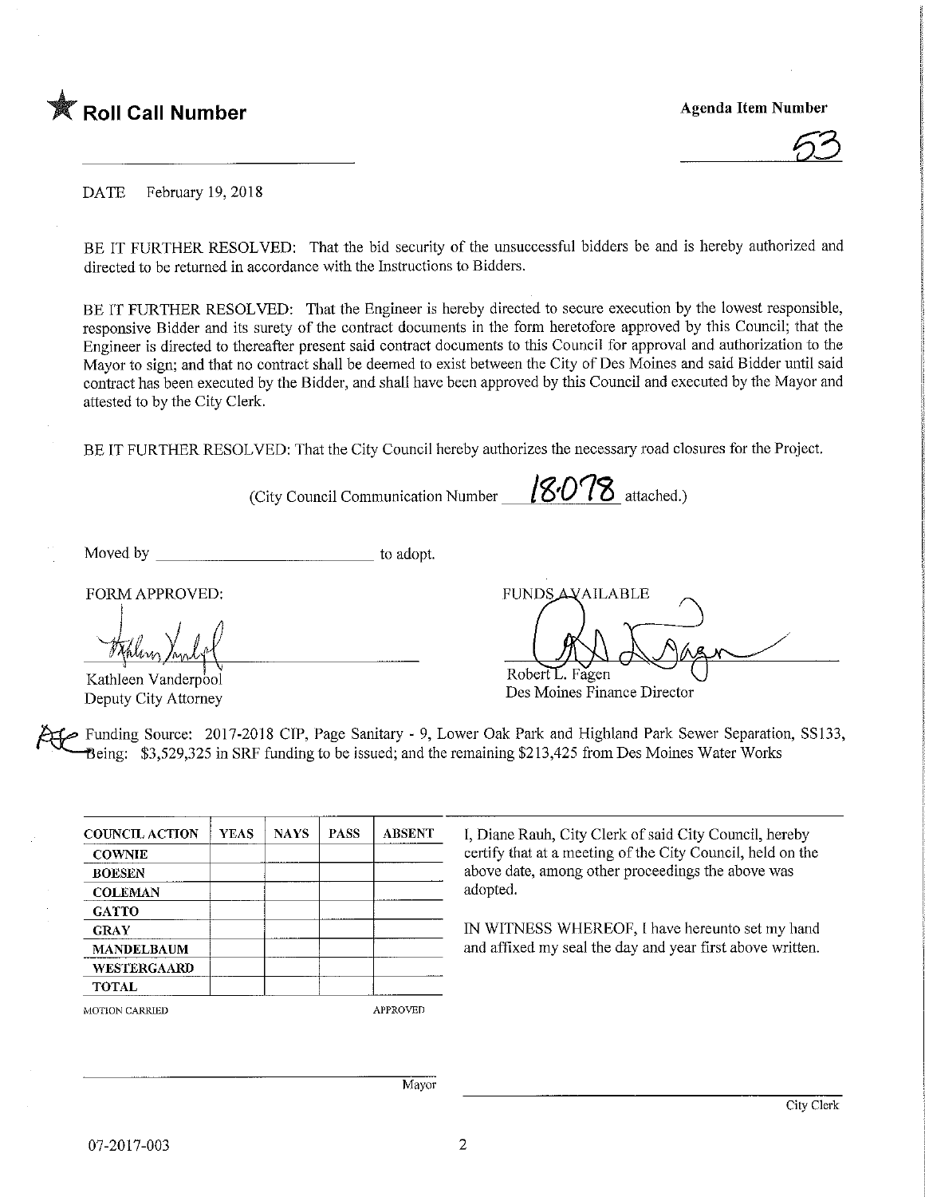★ **Roll Call Number**

**Agenda Item Number**

53

DATE February 19, 2018

BE IT FURTHER RESOLVED: That the bid security of the unsuccessful bidders be and is hereby authorized and directed to be returned in accordance with the Instructions to Bidders.

BE IT FURTHER RESOLVED: That the Engineer is hereby directed to secure execution by the lowest responsible, responsive Bidder and its surety of the contract documents in the form heretofore approved by this Council; that the Engineer is directed to thereafter present said contract documents to this Council for approval and authorization to the Mayor to sign; and that no contract shall be deemed to exist between the City of Des Moines and said Bidder until said contract has been executed by the Bidder, and shall have been approved by this Council and executed by the Mayor and attested to by the City Clerk.

BE IT FURTHER RESOLVED: That the City Council hereby authorizes the necessary road closures for the Project.

(City Council Communication Number 18-078 attached.)

Moved by ______________________ to adopt.

FORM APPROVED:

Kathleen Vanderpool
Deputy City Attorney

FUNDS AVAILABLE

Robert L. Fagen
Des Moines Finance Director

Funding Source: 2017-2018 CIP, Page Sanitary - 9, Lower Oak Park and Highland Park Sewer Separation, SS133, Being: $3,529,325 in SRF funding to be issued; and the remaining $213,425 from Des Moines Water Works

| COUNCIL ACTION | YEAS | NAYS | PASS | ABSENT |
|---|---|---|---|---|
| COWNIE | | | | |
| BOESEN | | | | |
| COLEMAN | | | | |
| GATTO | | | | |
| GRAY | | | | |
| MANDELBAUM | | | | |
| WESTERGAARD | | | | |
| TOTAL | | | | |

MOTION CARRIED APPROVED

I, Diane Rauh, City Clerk of said City Council, hereby certify that at a meeting of the City Council, held on the above date, among other proceedings the above was adopted.

IN WITNESS WHEREOF, I have hereunto set my hand and affixed my seal the day and year first above written.

Mayor

City Clerk

07-2017-003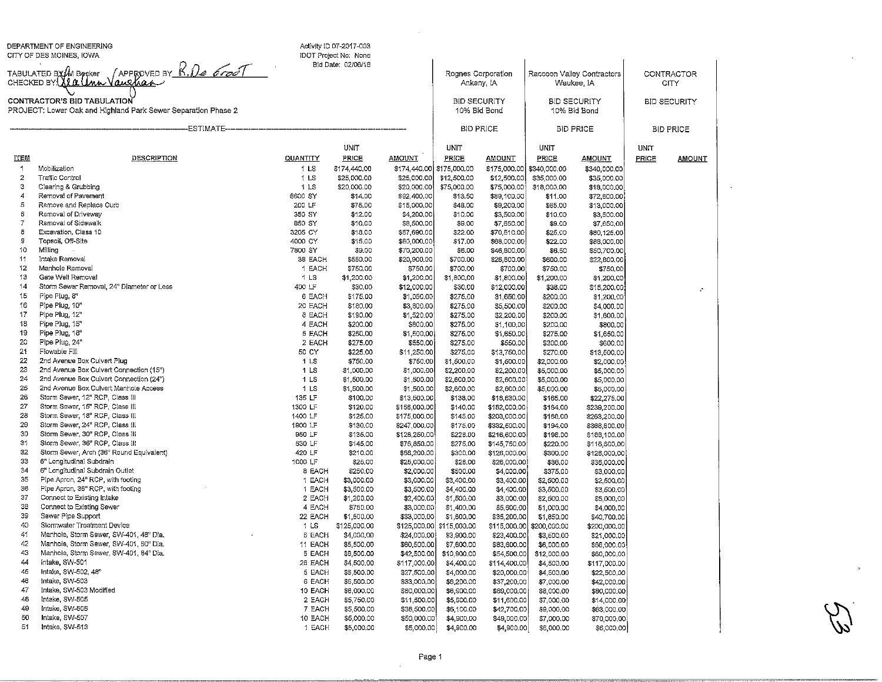DEPARTMENT OF ENGINEERING
CITY OF DES MOINES, IOWA

TABULATED BY M Becker / APPROVED BY R. De Groot
CHECKED BY LeAnn Vaughan

Activity ID 07-2017-003
IDOT Project No: None
Bid Date: 02/06/18

**CONTRACTOR'S BID TABULATION**
PROJECT: Lower Oak and Highland Park Sewer Separation Phase 2

| | | ESTIMATE | | | | Rognes Corporation Ankeny, IA | | Raccoon Valley Contractors Waukee, IA | | CONTRACTOR CITY | |
|---|---|---|---|---|---|---|---|---|---|---|---|
| | | | | | | BID SECURITY 10% Bid Bond | | BID SECURITY 10% Bid Bond | | BID SECURITY | |
| | | | | | | BID PRICE | | BID PRICE | | BID PRICE | |
| **ITEM** | **DESCRIPTION** | **QUANTITY** | | **UNIT PRICE** | **AMOUNT** | **UNIT PRICE** | **AMOUNT** | **UNIT PRICE** | **AMOUNT** | **UNIT PRICE** | **AMOUNT** |
| 1 | Mobilization | 1 | LS | $174,440.00 | $174,440.00 | $175,000.00 | $175,000.00 | $340,000.00 | $340,000.00 | | |
| 2 | Traffic Control | 1 | LS | $25,000.00 | $25,000.00 | $12,500.00 | $12,500.00 | $35,000.00 | $35,000.00 | | |
| 3 | Clearing & Grubbing | 1 | LS | $20,000.00 | $20,000.00 | $75,000.00 | $75,000.00 | $18,000.00 | $18,000.00 | | |
| 4 | Removal of Pavement | 6600 | SY | $14.00 | $92,400.00 | $13.50 | $89,100.00 | $11.00 | $72,600.00 | | |
| 5 | Remove and Replace Curb | 200 | LF | $75.00 | $15,000.00 | $46.00 | $9,200.00 | $65.00 | $13,000.00 | | |
| 6 | Removal of Driveway | 350 | SY | $12.00 | $4,200.00 | $10.00 | $3,500.00 | $10.00 | $3,500.00 | | |
| 7 | Removal of Sidewalk | 850 | SY | $10.00 | $8,500.00 | $9.00 | $7,650.00 | $9.00 | $7,650.00 | | |
| 8 | Excavation, Class 10 | 3205 | CY | $18.00 | $57,690.00 | $22.00 | $70,510.00 | $25.00 | $80,125.00 | | |
| 9 | Topsoil, Off-Site | 4000 | CY | $15.00 | $60,000.00 | $17.00 | $68,000.00 | $22.00 | $88,000.00 | | |
| 10 | Milling | 7800 | SY | $9.00 | $70,200.00 | $6.00 | $46,800.00 | $6.50 | $50,700.00 | | |
| 11 | Intake Removal | 38 | EACH | $550.00 | $20,900.00 | $700.00 | $26,600.00 | $600.00 | $22,800.00 | | |
| 12 | Manhole Removal | 1 | EACH | $750.00 | $750.00 | $700.00 | $700.00 | $750.00 | $750.00 | | |
| 13 | Gate Well Removal | 1 | LS | $1,200.00 | $1,200.00 | $1,800.00 | $1,800.00 | $1,200.00 | $1,200.00 | | |
| 14 | Storm Sewer Removal, 24" Diameter or Less | 400 | LF | $30.00 | $12,000.00 | $30.00 | $12,000.00 | $38.00 | $15,200.00 | | |
| 15 | Pipe Plug, 8" | 6 | EACH | $175.00 | $1,050.00 | $275.00 | $1,650.00 | $200.00 | $1,200.00 | | |
| 16 | Pipe Plug, 10" | 20 | EACH | $180.00 | $3,600.00 | $275.00 | $5,500.00 | $200.00 | $4,000.00 | | |
| 17 | Pipe Plug, 12" | 8 | EACH | $190.00 | $1,520.00 | $275.00 | $2,200.00 | $200.00 | $1,600.00 | | |
| 18 | Pipe Plug, 15" | 4 | EACH | $200.00 | $800.00 | $275.00 | $1,100.00 | $200.00 | $800.00 | | |
| 19 | Pipe Plug, 18" | 6 | EACH | $250.00 | $1,500.00 | $275.00 | $1,650.00 | $275.00 | $1,650.00 | | |
| 20 | Pipe Plug, 24" | 2 | EACH | $275.00 | $550.00 | $275.00 | $550.00 | $300.00 | $600.00 | | |
| 21 | Flowable Fill | 50 | CY | $225.00 | $11,250.00 | $275.00 | $13,750.00 | $270.00 | $13,500.00 | | |
| 22 | 2nd Avenue Box Culvert Plug | 1 | LS | $750.00 | $750.00 | $1,500.00 | $1,500.00 | $2,000.00 | $2,000.00 | | |
| 23 | 2nd Avenue Box Culvert Connection (15") | 1 | LS | $1,000.00 | $1,000.00 | $2,200.00 | $2,200.00 | $5,000.00 | $5,000.00 | | |
| 24 | 2nd Avenue Box Culvert Connection (24") | 1 | LS | $1,500.00 | $1,500.00 | $2,600.00 | $2,600.00 | $5,000.00 | $5,000.00 | | |
| 25 | 2nd Avenue Box Culvert Manhole Access | 1 | LS | $1,500.00 | $1,500.00 | $2,600.00 | $2,600.00 | $5,000.00 | $5,000.00 | | |
| 26 | Storm Sewer, 12" RCP, Class III | 135 | LF | $100.00 | $13,500.00 | $138.00 | $18,630.00 | $165.00 | $22,275.00 | | |
| 27 | Storm Sewer, 15" RCP, Class III | 1300 | LF | $120.00 | $156,000.00 | $140.00 | $182,000.00 | $184.00 | $239,200.00 | | |
| 28 | Storm Sewer, 18" RCP, Class III | 1400 | LF | $125.00 | $175,000.00 | $145.00 | $203,000.00 | $188.00 | $263,200.00 | | |
| 29 | Storm Sewer, 24" RCP, Class III | 1900 | LF | $130.00 | $247,000.00 | $175.00 | $332,500.00 | $194.00 | $368,600.00 | | |
| 30 | Storm Sewer, 30" RCP, Class III | 950 | LF | $135.00 | $128,250.00 | $228.00 | $216,600.00 | $198.00 | $188,100.00 | | |
| 31 | Storm Sewer, 36" RCP, Class III | 530 | LF | $145.00 | $76,850.00 | $275.00 | $145,750.00 | $220.00 | $116,600.00 | | |
| 32 | Storm Sewer, Arch (36" Round Equivalent) | 420 | LF | $210.00 | $88,200.00 | $300.00 | $126,000.00 | $300.00 | $126,000.00 | | |
| 33 | 6" Longitudinal Subdrain | 1000 | LF | $25.00 | $25,000.00 | $26.00 | $26,000.00 | $36.00 | $36,000.00 | | |
| 34 | 6" Longitudinal Subdrain Outlet | 8 | EACH | $250.00 | $2,000.00 | $500.00 | $4,000.00 | $375.00 | $3,000.00 | | |
| 35 | Pipe Apron, 24" RCP, with footing | 1 | EACH | $3,000.00 | $3,000.00 | $3,400.00 | $3,400.00 | $2,500.00 | $2,500.00 | | |
| 36 | Pipe Apron, 36" RCP, with footing | 1 | EACH | $3,500.00 | $3,500.00 | $4,400.00 | $4,400.00 | $3,500.00 | $3,500.00 | | |
| 37 | Connect to Existing Intake | 2 | EACH | $1,200.00 | $2,400.00 | $1,500.00 | $3,000.00 | $2,500.00 | $5,000.00 | | |
| 38 | Connect to Existing Sewer | 4 | EACH | $750.00 | $3,000.00 | $1,400.00 | $5,600.00 | $1,000.00 | $4,000.00 | | |
| 39 | Sewer Pipe Support | 22 | EACH | $1,500.00 | $33,000.00 | $1,600.00 | $35,200.00 | $1,850.00 | $40,700.00 | | |
| 40 | Stormwater Treatment Device | 1 | LS | $125,000.00 | $125,000.00 | $115,000.00 | $115,000.00 | $200,000.00 | $200,000.00 | | |
| 41 | Manhole, Storm Sewer, SW-401, 48" Dia. | 6 | EACH | $4,000.00 | $24,000.00 | $3,900.00 | $23,400.00 | $3,500.00 | $21,000.00 | | |
| 42 | Manhole, Storm Sewer, SW-401, 60" Dia. | 11 | EACH | $5,500.00 | $60,500.00 | $7,600.00 | $83,600.00 | $6,000.00 | $66,000.00 | | |
| 43 | Manhole, Storm Sewer, SW-401, 84" Dia. | 5 | EACH | $8,500.00 | $42,500.00 | $10,900.00 | $54,500.00 | $12,000.00 | $60,000.00 | | |
| 44 | Intake, SW-501 | 26 | EACH | $4,500.00 | $117,000.00 | $4,400.00 | $114,400.00 | $4,500.00 | $117,000.00 | | |
| 45 | Intake, SW-502, 48" | 5 | EACH | $5,500.00 | $27,500.00 | $4,000.00 | $20,000.00 | $4,500.00 | $22,500.00 | | |
| 46 | Intake, SW-503 | 6 | EACH | $5,500.00 | $33,000.00 | $6,200.00 | $37,200.00 | $7,000.00 | $42,000.00 | | |
| 47 | Intake, SW-503 Modified | 10 | EACH | $6,000.00 | $60,000.00 | $6,900.00 | $69,000.00 | $8,000.00 | $80,000.00 | | |
| 48 | Intake, SW-505 | 2 | EACH | $5,750.00 | $11,500.00 | $5,500.00 | $11,000.00 | $7,000.00 | $14,000.00 | | |
| 49 | Intake, SW-506 | 7 | EACH | $5,500.00 | $38,500.00 | $6,100.00 | $42,700.00 | $9,000.00 | $63,000.00 | | |
| 50 | Intake, SW-507 | 10 | EACH | $5,000.00 | $50,000.00 | $4,900.00 | $49,000.00 | $7,000.00 | $70,000.00 | | |
| 51 | Intake, SW-513 | 1 | EACH | $5,000.00 | $5,000.00 | $4,900.00 | $4,900.00 | $6,000.00 | $6,000.00 | | |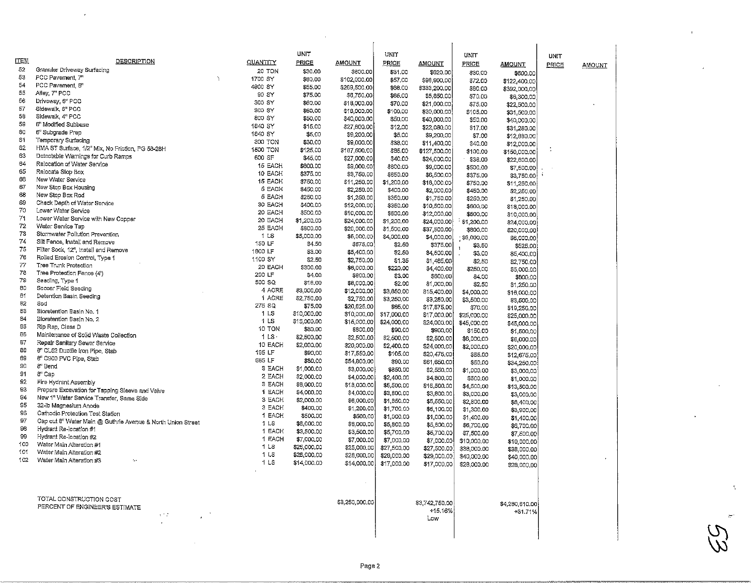| ITEM | DESCRIPTION | QUANTITY | UNIT PRICE | AMOUNT | UNIT PRICE | AMOUNT | UNIT PRICE | AMOUNT | UNIT PRICE | AMOUNT |
|---|---|---|---|---|---|---|---|---|---|---|
| 52 | Granular Driveway Surfacing | 20 TON | $30.00 | $600.00 | $31.00 | $620.00 | $30.00 | $600.00 | | |
| 53 | PCC Pavement, 7" | 1700 SY | $60.00 | $102,000.00 | $57.00 | $96,900.00 | $72.00 | $122,400.00 | | |
| 54 | PCC Pavement, 8" | 4900 SY | $55.00 | $269,500.00 | $68.00 | $333,200.00 | $80.00 | $392,000.00 | | |
| 55 | Alley, 7" PCC | 90 SY | $75.00 | $6,750.00 | $65.00 | $5,850.00 | $70.00 | $6,300.00 | | |
| 56 | Driveway, 6" PCC | 300 SY | $60.00 | $18,000.00 | $70.00 | $21,000.00 | $75.00 | $22,500.00 | | |
| 57 | Sidewalk, 6" PCC | 300 SY | $60.00 | $18,000.00 | $100.00 | $30,000.00 | $105.00 | $31,500.00 | | |
| 58 | Sidewalk, 4" PCC | 800 SY | $50.00 | $40,000.00 | $50.00 | $40,000.00 | $50.00 | $40,000.00 | | |
| 59 | 6" Modified Subbase | 1840 SY | $15.00 | $27,600.00 | $12.00 | $22,080.00 | $17.00 | $31,280.00 | | |
| 60 | 6" Subgrade Prep | 1840 SY | $5.00 | $9,200.00 | $5.00 | $9,200.00 | $7.00 | $12,880.00 | | |
| 61 | Temporary Surfacing | 300 TON | $30.00 | $9,000.00 | $38.00 | $11,400.00 | $40.00 | $12,000.00 | | |
| 62 | HMA ST Surface, 1/2" Mix, No Friction, PG 58-28H | 1500 TON | $125.00 | $187,500.00 | $85.00 | $127,500.00 | $100.00 | $150,000.00 | | |
| 63 | Detectable Warnings for Curb Ramps | 600 SF | $45.00 | $27,000.00 | $40.00 | $24,000.00 | $38.00 | $22,800.00 | | |
| 64 | Relocation of Water Service | 15 EACH | $600.00 | $9,000.00 | $600.00 | $9,000.00 | $500.00 | $7,500.00 | | |
| 65 | Relocate Stop Box | 10 EACH | $375.00 | $3,750.00 | $650.00 | $6,500.00 | $375.00 | $3,750.00 | | |
| 66 | New Water Service | 15 EACH | $750.00 | $11,250.00 | $1,200.00 | $18,000.00 | $750.00 | $11,250.00 | | |
| 67 | New Stop Box Housing | 5 EACH | $450.00 | $2,250.00 | $400.00 | $2,000.00 | $450.00 | $2,250.00 | | |
| 68 | New Stop Box Rod | 5 EACH | $250.00 | $1,250.00 | $350.00 | $1,750.00 | $250.00 | $1,250.00 | | |
| 69 | Check Depth of Water Service | 30 EACH | $400.00 | $12,000.00 | $350.00 | $10,500.00 | $600.00 | $18,000.00 | | |
| 70 | Lower Water Service | 20 EACH | $500.00 | $10,000.00 | $600.00 | $12,000.00 | $500.00 | $10,000.00 | | |
| 71 | Lower Water Service with New Copper | 20 EACH | $1,200.00 | $24,000.00 | $1,200.00 | $24,000.00 | $1,200.00 | $24,000.00 | | |
| 72 | Water Service Tap | 25 EACH | $800.00 | $20,000.00 | $1,500.00 | $37,500.00 | $800.00 | $20,000.00 | | |
| 73 | Stormwater Pollution Prevention | 1 LS | $5,000.00 | $5,000.00 | $4,000.00 | $4,000.00 | $6,000.00 | $6,000.00 | | |
| 74 | Silt Fence, Install and Remove | 150 LF | $4.50 | $675.00 | $2.50 | $375.00 | $3.50 | $525.00 | | |
| 75 | Filter Sock, 12", Install and Remove | 1800 LF | $3.00 | $5,400.00 | $2.50 | $4,500.00 | $3.00 | $5,400.00 | | |
| 76 | Rolled Erosion Control, Type 1 | 1100 SY | $2.50 | $2,750.00 | $1.35 | $1,485.00 | $2.50 | $2,750.00 | | |
| 77 | Tree Trunk Protection | 20 EACH | $300.00 | $6,000.00 | $220.00 | $4,400.00 | $250.00 | $5,000.00 | | |
| 78 | Tree Protection Fence (4') | 200 LF | $4.00 | $800.00 | $3.00 | $600.00 | $4.00 | $800.00 | | |
| 79 | Seeding, Type 1 | 500 SQ | $16.00 | $8,000.00 | $2.00 | $1,000.00 | $2.50 | $1,250.00 | | |
| 80 | Soccer Field Seeding | 4 ACRE | $3,000.00 | $12,000.00 | $3,850.00 | $15,400.00 | $4,000.00 | $16,000.00 | | |
| 81 | Detention Basin Seeding | 1 ACRE | $2,750.00 | $2,750.00 | $3,250.00 | $3,250.00 | $3,500.00 | $3,500.00 | | |
| 82 | Sod | 275 SQ | $75.00 | $20,625.00 | $65.00 | $17,875.00 | $70.00 | $19,250.00 | | |
| 83 | Bioretention Basin No. 1 | 1 LS | $10,000.00 | $10,000.00 | $17,000.00 | $17,000.00 | $25,000.00 | $25,000.00 | | |
| 84 | Bioretention Basin No. 2 | 1 LS | $15,000.00 | $15,000.00 | $24,000.00 | $24,000.00 | $45,000.00 | $45,000.00 | | |
| 85 | Rip Rap, Class D | 10 TON | $80.00 | $800.00 | $90.00 | $900.00 | $150.00 | $1,500.00 | | |
| 86 | Maintenance of Solid Waste Collection | 1 LS | $2,500.00 | $2,500.00 | $2,500.00 | $2,500.00 | $6,000.00 | $6,000.00 | | |
| 87 | Repair Sanitary Sewer Service | 10 EACH | $2,000.00 | $20,000.00 | $2,400.00 | $24,000.00 | $2,000.00 | $20,000.00 | | |
| 88 | 8" CL52 Ductile Iron Pipe, Stab | 195 LF | $90.00 | $17,550.00 | $105.00 | $20,475.00 | $65.00 | $12,675.00 | | |
| 89 | 8" C900 PVC Pipe, Stab | 685 LF | $80.00 | $54,800.00 | $90.00 | $61,650.00 | $50.00 | $34,250.00 | | |
| 90 | 8" Bend | 3 EACH | $1,000.00 | $3,000.00 | $850.00 | $2,550.00 | $1,000.00 | $3,000.00 | | |
| 91 | 8" Cap | 2 EACH | $2,000.00 | $4,000.00 | $2,400.00 | $4,800.00 | $500.00 | $1,000.00 | | |
| 92 | Fire Hydrant Assembly | 3 EACH | $6,000.00 | $18,000.00 | $5,500.00 | $16,500.00 | $4,500.00 | $13,500.00 | | |
| 93 | Prepare Excavation for Tapping Sleeve and Valve | 1 EACH | $4,000.00 | $4,000.00 | $3,800.00 | $3,800.00 | $3,000.00 | $3,000.00 | | |
| 94 | New 1" Water Service Transfer, Same Side | 3 EACH | $2,000.00 | $6,000.00 | $1,850.00 | $5,550.00 | $2,800.00 | $8,400.00 | | |
| 95 | 32-lb Magnesium Anode | 3 EACH | $400.00 | $1,200.00 | $1,700.00 | $5,100.00 | $1,300.00 | $3,900.00 | | |
| 96 | Cathodic Protection Test Station | 1 EACH | $500.00 | $500.00 | $1,000.00 | $1,000.00 | $1,400.00 | $1,400.00 | | |
| 97 | Cap out 8" Water Main @ Guthrie Avenue & North Union Street | 1 LS | $6,000.00 | $6,000.00 | $5,600.00 | $5,600.00 | $6,700.00 | $6,700.00 | | |
| 98 | Hydrant Re-location #1 | 1 EACH | $3,500.00 | $3,500.00 | $5,700.00 | $5,700.00 | $7,500.00 | $7,500.00 | | |
| 99 | Hydrant Re-location #2 | 1 EACH | $7,000.00 | $7,000.00 | $7,000.00 | $7,000.00 | $10,000.00 | $10,000.00 | | |
| 100 | Water Main Alteration #1 | 1 LS | $25,000.00 | $25,000.00 | $27,500.00 | $27,500.00 | $38,000.00 | $38,000.00 | | |
| 101 | Water Main Alteration #2 | 1 LS | $26,000.00 | $26,000.00 | $29,000.00 | $29,000.00 | $40,000.00 | $40,000.00 | | |
| 102 | Water Main Alteration #3 | 1 LS | $14,000.00 | $14,000.00 | $17,000.00 | $17,000.00 | $28,000.00 | $28,000.00 | | |
| | TOTAL CONSTRUCTION COST | | | $3,250,000.00 | | $3,742,750.00 | | $4,280,610.00 | | |
| | PERCENT OF ENGINEER'S ESTIMATE | | | | | +15.16% Low | | +31.71% | | |